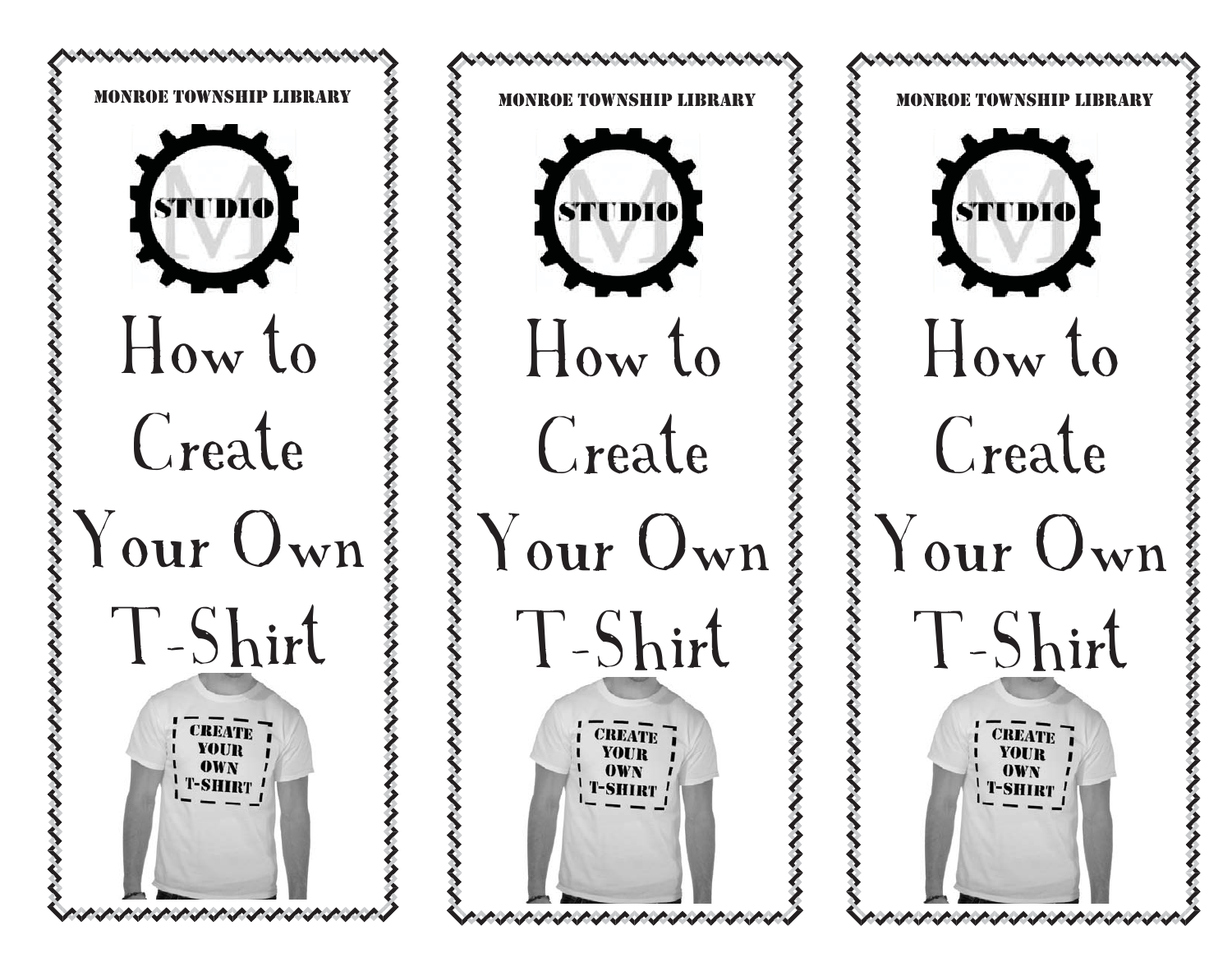MONROE TOWNSHIP LIBRARY

STUDIO

# How to Create Your Own T-Shirt

CREATE YOUR OWN T-SHIRT

MONROE TOWNSHIP LIBRARY

STUDIO

# How to Create Your Own T-Shirt

CREATE YOUR OWN T-SHIRT

MONROE TOWNSHIP LIBRARY

STUDIO

# How to Create Your Own T-Shirt

CREATE YOUR OWN T-SHIRT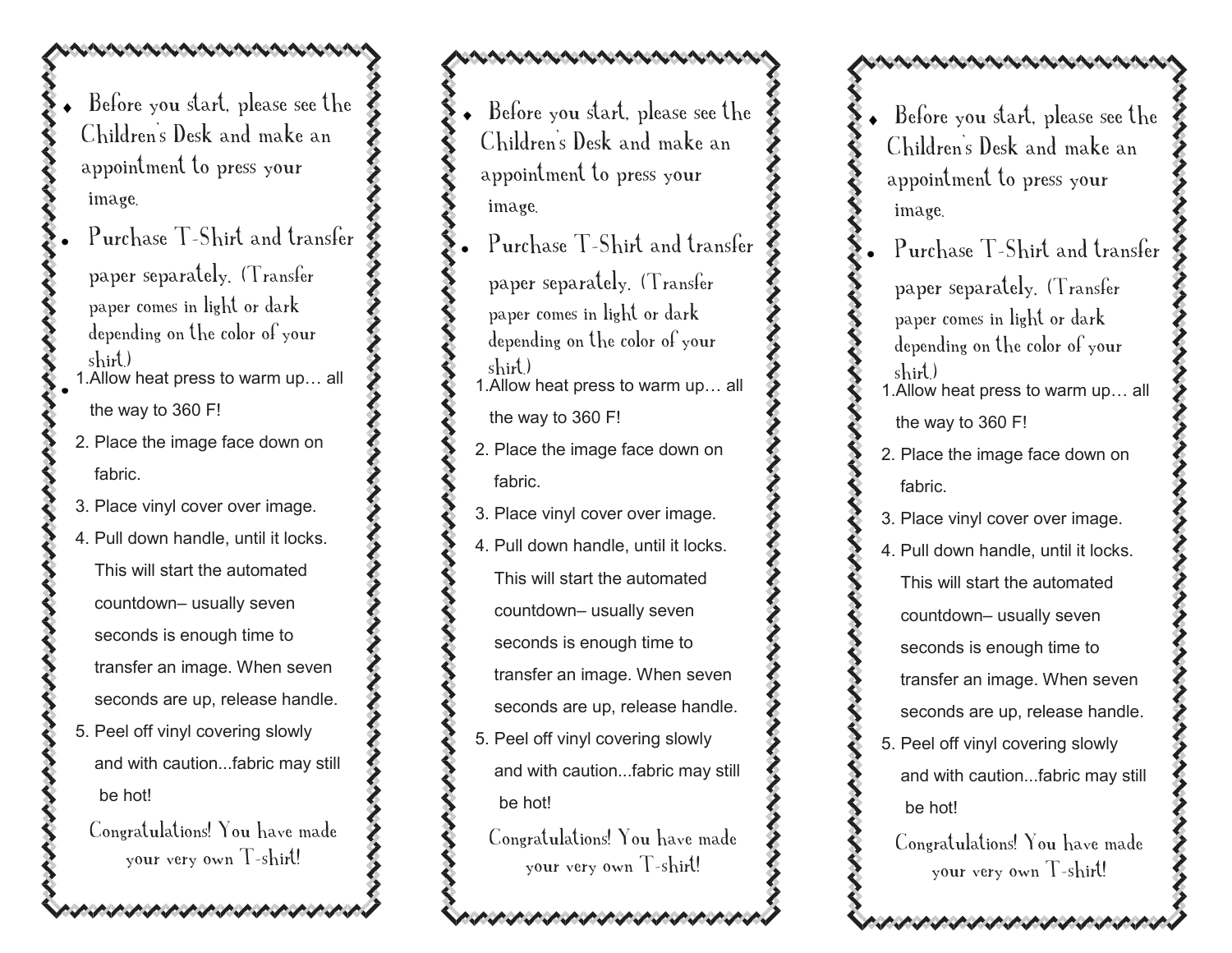- Before you start, please see the Children's Desk and make an appointment to press your image.
- Purchase T-Shirt and transfer paper separately. (Transfer paper comes in light or dark depending on the color of your shirt.)

1. Allow heat press to warm up… all the way to 360 F!
2. Place the image face down on fabric.
3. Place vinyl cover over image.
4. Pull down handle, until it locks. This will start the automated countdown– usually seven seconds is enough time to transfer an image. When seven seconds are up, release handle.
5. Peel off vinyl covering slowly and with caution...fabric may still be hot!

Congratulations! You have made your very own T-shirt!

- Before you start, please see the Children's Desk and make an appointment to press your image.
- Purchase T-Shirt and transfer paper separately. (Transfer paper comes in light or dark depending on the color of your shirt.)

1. Allow heat press to warm up… all the way to 360 F!
2. Place the image face down on fabric.
3. Place vinyl cover over image.
4. Pull down handle, until it locks. This will start the automated countdown– usually seven seconds is enough time to transfer an image. When seven seconds are up, release handle.
5. Peel off vinyl covering slowly and with caution...fabric may still be hot!

Congratulations! You have made your very own T-shirt!

- Before you start, please see the Children's Desk and make an appointment to press your image.
- Purchase T-Shirt and transfer paper separately. (Transfer paper comes in light or dark depending on the color of your shirt.)

1. Allow heat press to warm up… all the way to 360 F!
2. Place the image face down on fabric.
3. Place vinyl cover over image.
4. Pull down handle, until it locks. This will start the automated countdown– usually seven seconds is enough time to transfer an image. When seven seconds are up, release handle.
5. Peel off vinyl covering slowly and with caution...fabric may still be hot!

Congratulations! You have made your very own T-shirt!